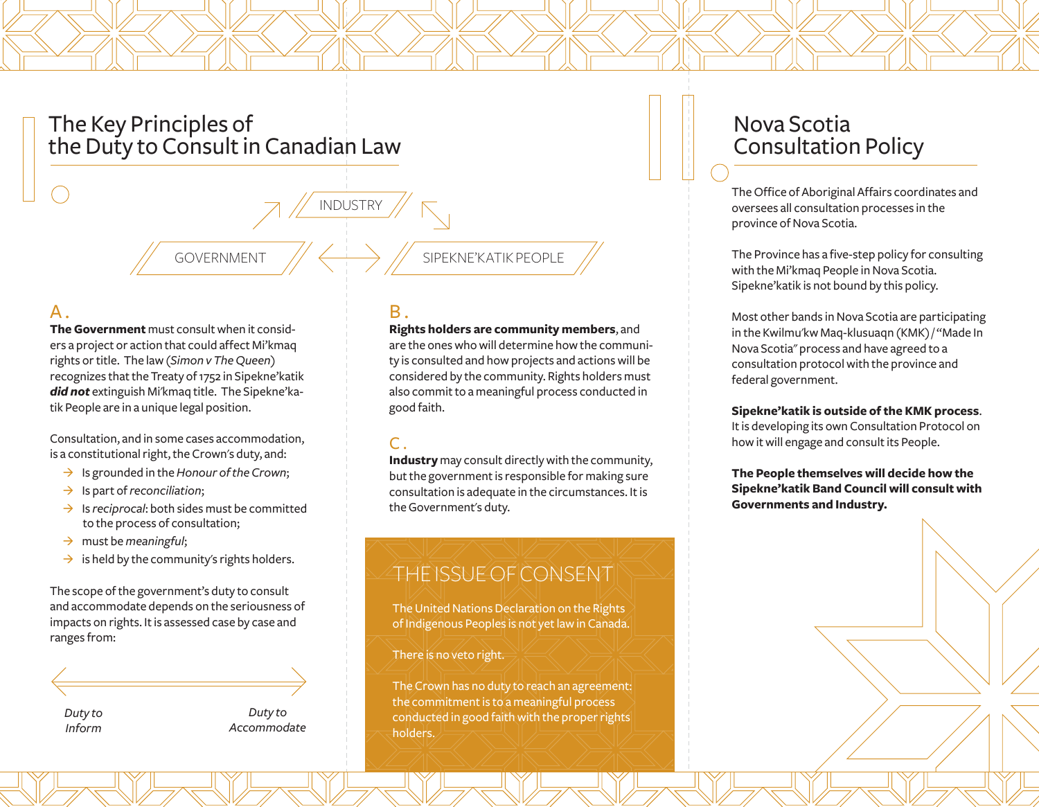# The Key Principles of the Duty to Consult in Canadian Law

INDUSTRY

GOVERNMENT ⟷ SIPEKNE'KATIK PEOPLE

## A.

**The Government** must consult when it considers a project or action that could affect Mi'kmaq rights or title. The law (*Simon v The Queen*) recognizes that the Treaty of 1752 in Sipekne'katik ***did not*** extinguish Mi'kmaq title. The Sipekne'katik People are in a unique legal position.

Consultation, and in some cases accommodation, is a constitutional right, the Crown's duty, and:

- → Is grounded in the *Honour of the Crown*;
- → Is part of *reconciliation*;
- → Is *reciprocal*: both sides must be committed to the process of consultation;
- → must be *meaningful*;
- → is held by the community's rights holders.

The scope of the government's duty to consult and accommodate depends on the seriousness of impacts on rights. It is assessed case by case and ranges from:

*Duty to Inform* ⟷ *Duty to Accommodate*

## B.

**Rights holders are community members**, and are the ones who will determine how the community is consulted and how projects and actions will be considered by the community. Rights holders must also commit to a meaningful process conducted in good faith.

## C.

**Industry** may consult directly with the community, but the government is responsible for making sure consultation is adequate in the circumstances. It is the Government's duty.

## THE ISSUE OF CONSENT

The United Nations Declaration on the Rights of Indigenous Peoples is not yet law in Canada.

There is no veto right.

The Crown has no duty to reach an agreement: the commitment is to a meaningful process conducted in good faith with the proper rights holders.

# Nova Scotia Consultation Policy

The Office of Aboriginal Affairs coordinates and oversees all consultation processes in the province of Nova Scotia.

The Province has a five-step policy for consulting with the Mi'kmaq People in Nova Scotia. Sipekne'katik is not bound by this policy.

Most other bands in Nova Scotia are participating in the Kwilmu'kw Maq-klusuaqn (KMK) / "Made In Nova Scotia" process and have agreed to a consultation protocol with the province and federal government.

**Sipekne'katik is outside of the KMK process**. It is developing its own Consultation Protocol on how it will engage and consult its People.

**The People themselves will decide how the Sipekne'katik Band Council will consult with Governments and Industry.**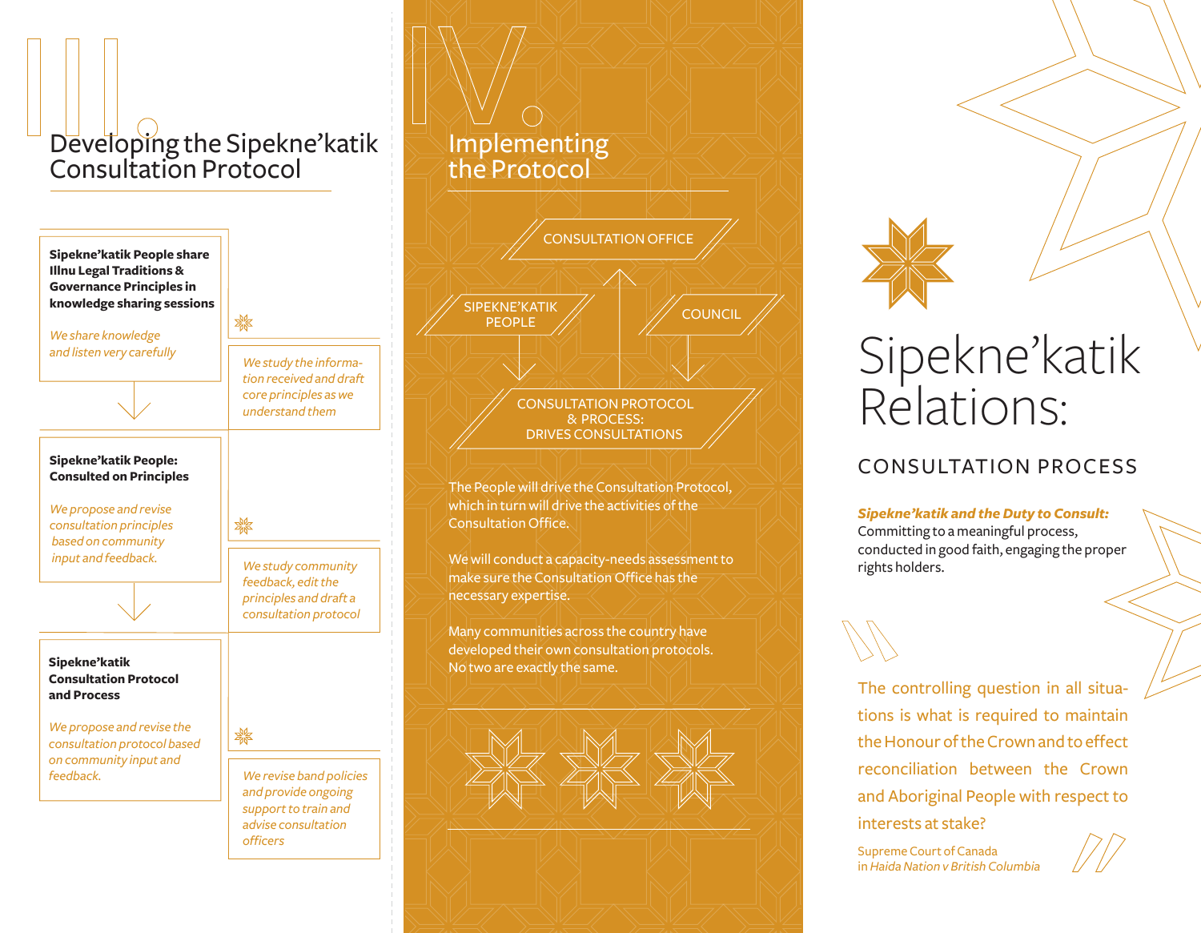# III. Developing the Sipekne'katik Consultation Protocol

**Sipekne'katik People share Illnu Legal Traditions & Governance Principles in knowledge sharing sessions**

*We share knowledge and listen very carefully*

*We study the information received and draft core principles as we understand them*

**Sipekne'katik People: Consulted on Principles**

*We propose and revise consultation principles based on community input and feedback.*

*We study community feedback, edit the principles and draft a consultation protocol*

**Sipekne'katik Consultation Protocol and Process**

*We propose and revise the consultation protocol based on community input and feedback.*

*We revise band policies and provide ongoing support to train and advise consultation officers*

# IV. Implementing the Protocol

CONSULTATION OFFICE

SIPEKNE'KATIK PEOPLE

COUNCIL

CONSULTATION PROTOCOL & PROCESS: DRIVES CONSULTATIONS

The People will drive the Consultation Protocol, which in turn will drive the activities of the Consultation Office.

We will conduct a capacity-needs assessment to make sure the Consultation Office has the necessary expertise.

Many communities across the country have developed their own consultation protocols. No two are exactly the same.

# Sipekne'katik Relations:

## CONSULTATION PROCESS

***Sipekne'katik and the Duty to Consult:***
Committing to a meaningful process, conducted in good faith, engaging the proper rights holders.

> The controlling question in all situations is what is required to maintain the Honour of the Crown and to effect reconciliation between the Crown and Aboriginal People with respect to interests at stake?
>
> Supreme Court of Canada in *Haida Nation v British Columbia*